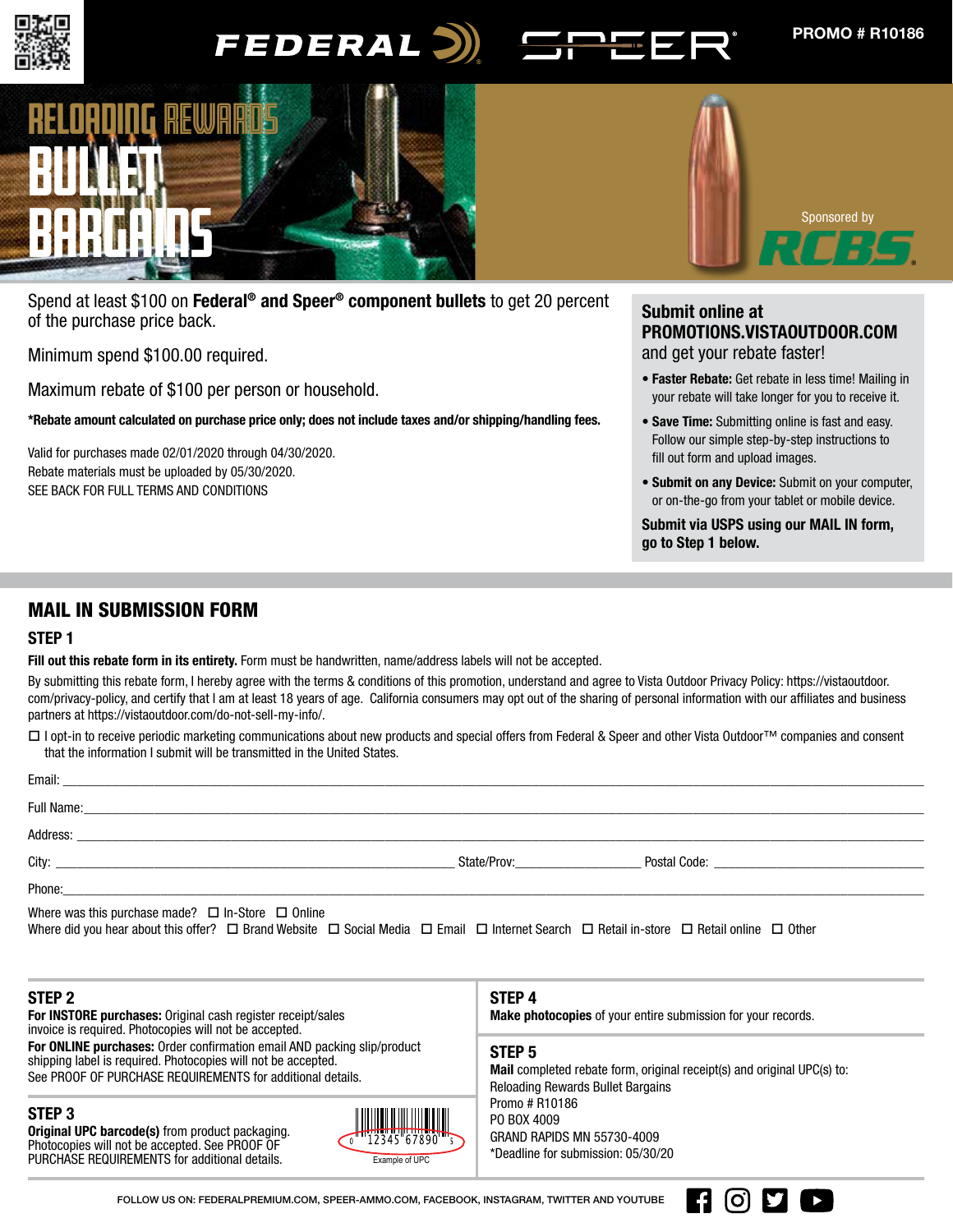FEDERAL SPEER

PROMO # R10186

# RELOADING REWARDS BULLET BARGAINS

Sponsored by RCBS

Spend at least $100 on **Federal® and Speer® component bullets** to get 20 percent of the purchase price back.

Minimum spend $100.00 required.

Maximum rebate of $100 per person or household.

**\*Rebate amount calculated on purchase price only; does not include taxes and/or shipping/handling fees.**

Valid for purchases made 02/01/2020 through 04/30/2020.
Rebate materials must be uploaded by 05/30/2020.
SEE BACK FOR FULL TERMS AND CONDITIONS

**Submit online at PROMOTIONS.VISTAOUTDOOR.COM** and get your rebate faster!

- **Faster Rebate:** Get rebate in less time! Mailing in your rebate will take longer for you to receive it.
- **Save Time:** Submitting online is fast and easy. Follow our simple step-by-step instructions to fill out form and upload images.
- **Submit on any Device:** Submit on your computer, or on-the-go from your tablet or mobile device.

**Submit via USPS using our MAIL IN form, go to Step 1 below.**

## MAIL IN SUBMISSION FORM

### STEP 1

**Fill out this rebate form in its entirety.** Form must be handwritten, name/address labels will not be accepted.

By submitting this rebate form, I hereby agree with the terms & conditions of this promotion, understand and agree to Vista Outdoor Privacy Policy: https://vistaoutdoor.com/privacy-policy, and certify that I am at least 18 years of age. California consumers may opt out of the sharing of personal information with our affiliates and business partners at https://vistaoutdoor.com/do-not-sell-my-info/.

☐ I opt-in to receive periodic marketing communications about new products and special offers from Federal & Speer and other Vista Outdoor™ companies and consent that the information I submit will be transmitted in the United States.

Email: ____________________

Full Name: ____________________

Address: ____________________

City: ____________________ State/Prov: __________ Postal Code: __________

Phone: ____________________

Where was this purchase made? ☐ In-Store ☐ Online
Where did you hear about this offer? ☐ Brand Website ☐ Social Media ☐ Email ☐ Internet Search ☐ Retail in-store ☐ Retail online ☐ Other

### STEP 2

**For INSTORE purchases:** Original cash register receipt/sales invoice is required. Photocopies will not be accepted.
**For ONLINE purchases:** Order confirmation email AND packing slip/product shipping label is required. Photocopies will not be accepted.
See PROOF OF PURCHASE REQUIREMENTS for additional details.

### STEP 3

**Original UPC barcode(s)** from product packaging. Photocopies will not be accepted. See PROOF OF PURCHASE REQUIREMENTS for additional details.

0 12345 67890 5
Example of UPC

### STEP 4

**Make photocopies** of your entire submission for your records.

### STEP 5

**Mail** completed rebate form, original receipt(s) and original UPC(s) to:
Reloading Rewards Bullet Bargains
Promo # R10186
PO BOX 4009
GRAND RAPIDS MN 55730-4009
\*Deadline for submission: 05/30/20

FOLLOW US ON: FEDERALPREMIUM.COM, SPEER-AMMO.COM, FACEBOOK, INSTAGRAM, TWITTER AND YOUTUBE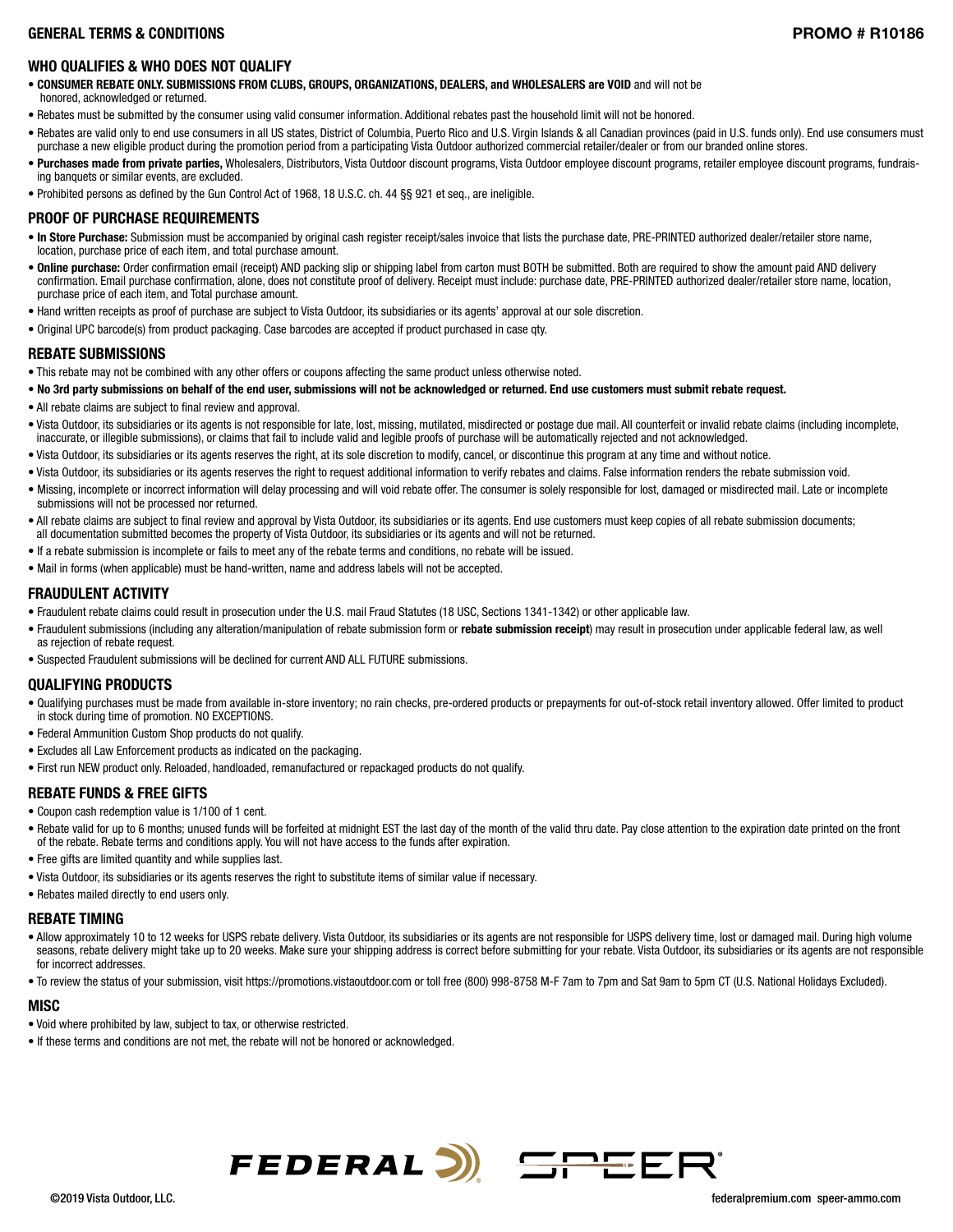## GENERAL TERMS & CONDITIONS

**PROMO # R10186**

### WHO QUALIFIES & WHO DOES NOT QUALIFY

- **CONSUMER REBATE ONLY. SUBMISSIONS FROM CLUBS, GROUPS, ORGANIZATIONS, DEALERS, and WHOLESALERS are VOID** and will not be honored, acknowledged or returned.
- Rebates must be submitted by the consumer using valid consumer information. Additional rebates past the household limit will not be honored.
- Rebates are valid only to end use consumers in all US states, District of Columbia, Puerto Rico and U.S. Virgin Islands & all Canadian provinces (paid in U.S. funds only). End use consumers must purchase a new eligible product during the promotion period from a participating Vista Outdoor authorized commercial retailer/dealer or from our branded online stores.
- **Purchases made from private parties,** Wholesalers, Distributors, Vista Outdoor discount programs, Vista Outdoor employee discount programs, retailer employee discount programs, fundraising banquets or similar events, are excluded.
- Prohibited persons as defined by the Gun Control Act of 1968, 18 U.S.C. ch. 44 §§ 921 et seq., are ineligible.

### PROOF OF PURCHASE REQUIREMENTS

- **In Store Purchase:** Submission must be accompanied by original cash register receipt/sales invoice that lists the purchase date, PRE-PRINTED authorized dealer/retailer store name, location, purchase price of each item, and total purchase amount.
- **Online purchase:** Order confirmation email (receipt) AND packing slip or shipping label from carton must BOTH be submitted. Both are required to show the amount paid AND delivery confirmation. Email purchase confirmation, alone, does not constitute proof of delivery. Receipt must include: purchase date, PRE-PRINTED authorized dealer/retailer store name, location, purchase price of each item, and Total purchase amount.
- Hand written receipts as proof of purchase are subject to Vista Outdoor, its subsidiaries or its agents' approval at our sole discretion.
- Original UPC barcode(s) from product packaging. Case barcodes are accepted if product purchased in case qty.

### REBATE SUBMISSIONS

- This rebate may not be combined with any other offers or coupons affecting the same product unless otherwise noted.
- **No 3rd party submissions on behalf of the end user, submissions will not be acknowledged or returned. End use customers must submit rebate request.**
- All rebate claims are subject to final review and approval.
- Vista Outdoor, its subsidiaries or its agents is not responsible for late, lost, missing, mutilated, misdirected or postage due mail. All counterfeit or invalid rebate claims (including incomplete, inaccurate, or illegible submissions), or claims that fail to include valid and legible proofs of purchase will be automatically rejected and not acknowledged.
- Vista Outdoor, its subsidiaries or its agents reserves the right, at its sole discretion to modify, cancel, or discontinue this program at any time and without notice.
- Vista Outdoor, its subsidiaries or its agents reserves the right to request additional information to verify rebates and claims. False information renders the rebate submission void.
- Missing, incomplete or incorrect information will delay processing and will void rebate offer. The consumer is solely responsible for lost, damaged or misdirected mail. Late or incomplete submissions will not be processed nor returned.
- All rebate claims are subject to final review and approval by Vista Outdoor, its subsidiaries or its agents. End use customers must keep copies of all rebate submission documents; all documentation submitted becomes the property of Vista Outdoor, its subsidiaries or its agents and will not be returned.
- If a rebate submission is incomplete or fails to meet any of the rebate terms and conditions, no rebate will be issued.
- Mail in forms (when applicable) must be hand-written, name and address labels will not be accepted.

### FRAUDULENT ACTIVITY

- Fraudulent rebate claims could result in prosecution under the U.S. mail Fraud Statutes (18 USC, Sections 1341-1342) or other applicable law.
- Fraudulent submissions (including any alteration/manipulation of rebate submission form or **rebate submission receipt**) may result in prosecution under applicable federal law, as well as rejection of rebate request.
- Suspected Fraudulent submissions will be declined for current AND ALL FUTURE submissions.

### QUALIFYING PRODUCTS

- Qualifying purchases must be made from available in-store inventory; no rain checks, pre-ordered products or prepayments for out-of-stock retail inventory allowed. Offer limited to product in stock during time of promotion. NO EXCEPTIONS.
- Federal Ammunition Custom Shop products do not qualify.
- Excludes all Law Enforcement products as indicated on the packaging.
- First run NEW product only. Reloaded, handloaded, remanufactured or repackaged products do not qualify.

### REBATE FUNDS & FREE GIFTS

- Coupon cash redemption value is 1/100 of 1 cent.
- Rebate valid for up to 6 months; unused funds will be forfeited at midnight EST the last day of the month of the valid thru date. Pay close attention to the expiration date printed on the front of the rebate. Rebate terms and conditions apply. You will not have access to the funds after expiration.
- Free gifts are limited quantity and while supplies last.
- Vista Outdoor, its subsidiaries or its agents reserves the right to substitute items of similar value if necessary.
- Rebates mailed directly to end users only.

### REBATE TIMING

- Allow approximately 10 to 12 weeks for USPS rebate delivery. Vista Outdoor, its subsidiaries or its agents are not responsible for USPS delivery time, lost or damaged mail. During high volume seasons, rebate delivery might take up to 20 weeks. Make sure your shipping address is correct before submitting for your rebate. Vista Outdoor, its subsidiaries or its agents are not responsible for incorrect addresses.
- To review the status of your submission, visit https://promotions.vistaoutdoor.com or toll free (800) 998-8758 M-F 7am to 7pm and Sat 9am to 5pm CT (U.S. National Holidays Excluded).

### MISC

- Void where prohibited by law, subject to tax, or otherwise restricted.
- If these terms and conditions are not met, the rebate will not be honored or acknowledged.

FEDERAL SPEER

©2019 Vista Outdoor, LLC.

federalpremium.com speer-ammo.com